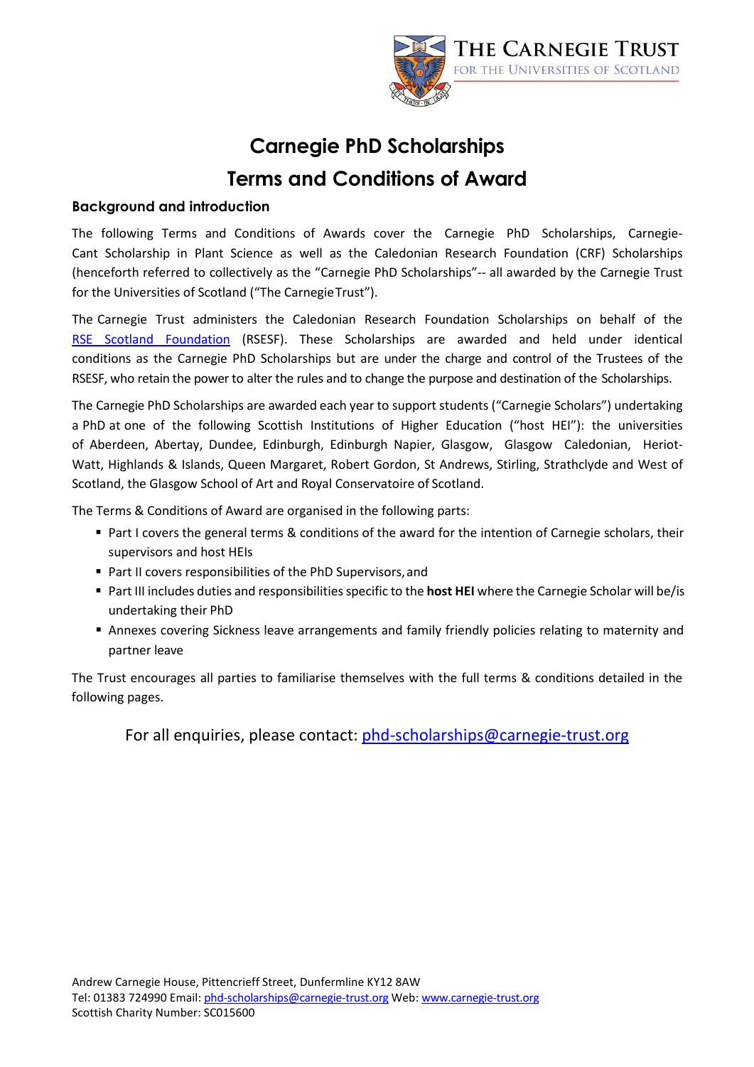THE CARNEGIE TRUST
FOR THE UNIVERSITIES OF SCOTLAND

# Carnegie PhD Scholarships

# Terms and Conditions of Award

### Background and introduction

The following Terms and Conditions of Awards cover the Carnegie PhD Scholarships, Carnegie-Cant Scholarship in Plant Science as well as the Caledonian Research Foundation (CRF) Scholarships (henceforth referred to collectively as the "Carnegie PhD Scholarships"-- all awarded by the Carnegie Trust for the Universities of Scotland ("The Carnegie Trust").

The Carnegie Trust administers the Caledonian Research Foundation Scholarships on behalf of the RSE Scotland Foundation (RSESF). These Scholarships are awarded and held under identical conditions as the Carnegie PhD Scholarships but are under the charge and control of the Trustees of the RSESF, who retain the power to alter the rules and to change the purpose and destination of the Scholarships.

The Carnegie PhD Scholarships are awarded each year to support students ("Carnegie Scholars") undertaking a PhD at one of the following Scottish Institutions of Higher Education ("host HEI"): the universities of Aberdeen, Abertay, Dundee, Edinburgh, Edinburgh Napier, Glasgow, Glasgow Caledonian, Heriot-Watt, Highlands & Islands, Queen Margaret, Robert Gordon, St Andrews, Stirling, Strathclyde and West of Scotland, the Glasgow School of Art and Royal Conservatoire of Scotland.

The Terms & Conditions of Award are organised in the following parts:

- Part I covers the general terms & conditions of the award for the intention of Carnegie scholars, their supervisors and host HEIs
- Part II covers responsibilities of the PhD Supervisors, and
- Part III includes duties and responsibilities specific to the **host HEI** where the Carnegie Scholar will be/is undertaking their PhD
- Annexes covering Sickness leave arrangements and family friendly policies relating to maternity and partner leave

The Trust encourages all parties to familiarise themselves with the full terms & conditions detailed in the following pages.

For all enquiries, please contact: phd-scholarships@carnegie-trust.org

Andrew Carnegie House, Pittencrieff Street, Dunfermline KY12 8AW
Tel: 01383 724990 Email: phd-scholarships@carnegie-trust.org Web: www.carnegie-trust.org
Scottish Charity Number: SC015600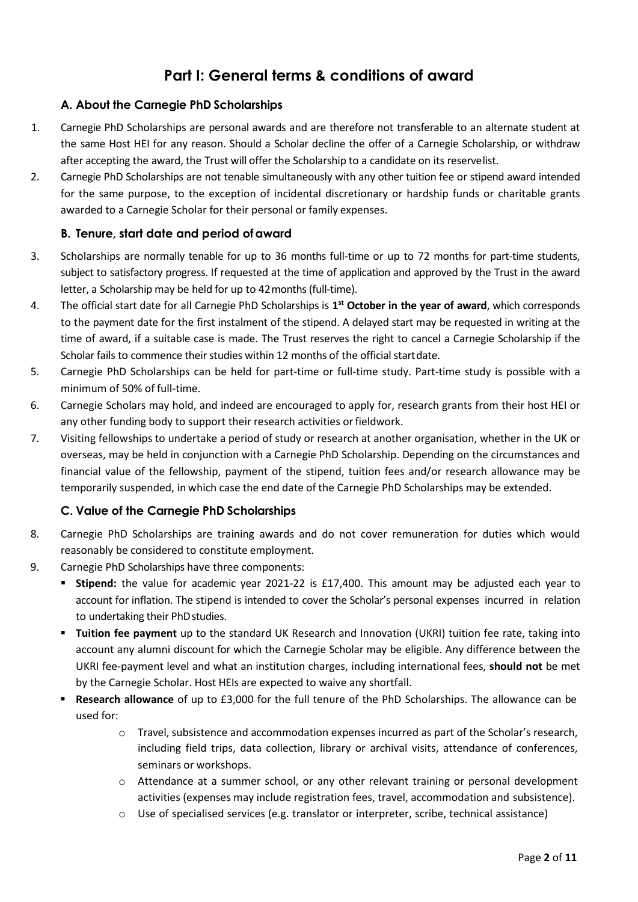# Part I: General terms & conditions of award

## A. About the Carnegie PhD Scholarships

1. Carnegie PhD Scholarships are personal awards and are therefore not transferable to an alternate student at the same Host HEI for any reason. Should a Scholar decline the offer of a Carnegie Scholarship, or withdraw after accepting the award, the Trust will offer the Scholarship to a candidate on its reserve list.
2. Carnegie PhD Scholarships are not tenable simultaneously with any other tuition fee or stipend award intended for the same purpose, to the exception of incidental discretionary or hardship funds or charitable grants awarded to a Carnegie Scholar for their personal or family expenses.

## B. Tenure, start date and period of award

3. Scholarships are normally tenable for up to 36 months full-time or up to 72 months for part-time students, subject to satisfactory progress. If requested at the time of application and approved by the Trust in the award letter, a Scholarship may be held for up to 42 months (full-time).
4. The official start date for all Carnegie PhD Scholarships is **1st October in the year of award**, which corresponds to the payment date for the first instalment of the stipend. A delayed start may be requested in writing at the time of award, if a suitable case is made. The Trust reserves the right to cancel a Carnegie Scholarship if the Scholar fails to commence their studies within 12 months of the official start date.
5. Carnegie PhD Scholarships can be held for part-time or full-time study. Part-time study is possible with a minimum of 50% of full-time.
6. Carnegie Scholars may hold, and indeed are encouraged to apply for, research grants from their host HEI or any other funding body to support their research activities or fieldwork.
7. Visiting fellowships to undertake a period of study or research at another organisation, whether in the UK or overseas, may be held in conjunction with a Carnegie PhD Scholarship. Depending on the circumstances and financial value of the fellowship, payment of the stipend, tuition fees and/or research allowance may be temporarily suspended, in which case the end date of the Carnegie PhD Scholarships may be extended.

## C. Value of the Carnegie PhD Scholarships

8. Carnegie PhD Scholarships are training awards and do not cover remuneration for duties which would reasonably be considered to constitute employment.
9. Carnegie PhD Scholarships have three components:
   - **Stipend:** the value for academic year 2021-22 is £17,400. This amount may be adjusted each year to account for inflation. The stipend is intended to cover the Scholar's personal expenses incurred in relation to undertaking their PhD studies.
   - **Tuition fee payment** up to the standard UK Research and Innovation (UKRI) tuition fee rate, taking into account any alumni discount for which the Carnegie Scholar may be eligible. Any difference between the UKRI fee-payment level and what an institution charges, including international fees, **should not** be met by the Carnegie Scholar. Host HEIs are expected to waive any shortfall.
   - **Research allowance** of up to £3,000 for the full tenure of the PhD Scholarships. The allowance can be used for:
     - Travel, subsistence and accommodation expenses incurred as part of the Scholar's research, including field trips, data collection, library or archival visits, attendance of conferences, seminars or workshops.
     - Attendance at a summer school, or any other relevant training or personal development activities (expenses may include registration fees, travel, accommodation and subsistence).
     - Use of specialised services (e.g. translator or interpreter, scribe, technical assistance)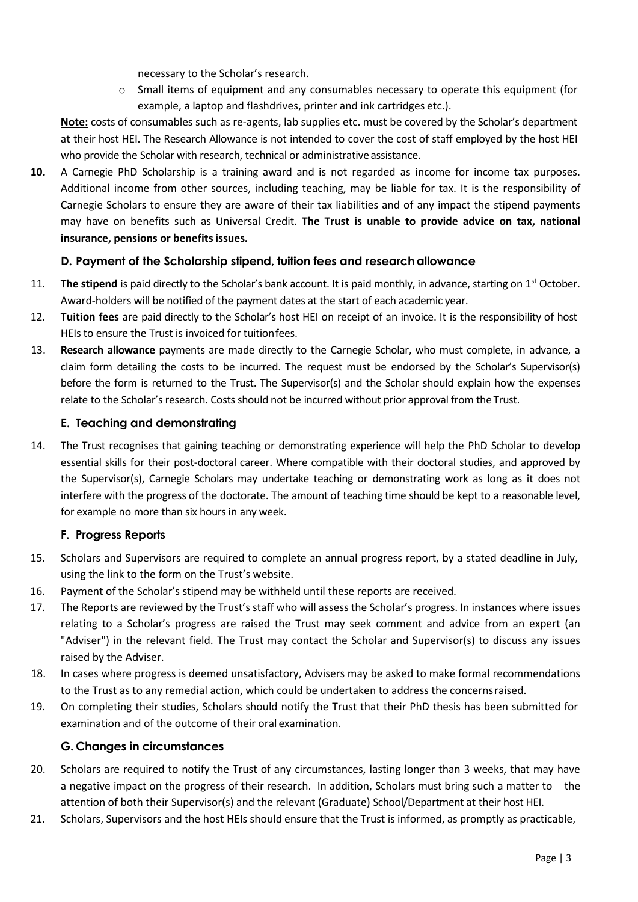necessary to the Scholar's research.

- Small items of equipment and any consumables necessary to operate this equipment (for example, a laptop and flashdrives, printer and ink cartridges etc.).

**Note:** costs of consumables such as re-agents, lab supplies etc. must be covered by the Scholar's department at their host HEI. The Research Allowance is not intended to cover the cost of staff employed by the host HEI who provide the Scholar with research, technical or administrative assistance.

**10.** A Carnegie PhD Scholarship is a training award and is not regarded as income for income tax purposes. Additional income from other sources, including teaching, may be liable for tax. It is the responsibility of Carnegie Scholars to ensure they are aware of their tax liabilities and of any impact the stipend payments may have on benefits such as Universal Credit. **The Trust is unable to provide advice on tax, national insurance, pensions or benefits issues.**

### D. Payment of the Scholarship stipend, tuition fees and research allowance

11. **The stipend** is paid directly to the Scholar's bank account. It is paid monthly, in advance, starting on 1st October. Award-holders will be notified of the payment dates at the start of each academic year.
12. **Tuition fees** are paid directly to the Scholar's host HEI on receipt of an invoice. It is the responsibility of host HEIs to ensure the Trust is invoiced for tuition fees.
13. **Research allowance** payments are made directly to the Carnegie Scholar, who must complete, in advance, a claim form detailing the costs to be incurred. The request must be endorsed by the Scholar's Supervisor(s) before the form is returned to the Trust. The Supervisor(s) and the Scholar should explain how the expenses relate to the Scholar's research. Costs should not be incurred without prior approval from the Trust.

### E. Teaching and demonstrating

14. The Trust recognises that gaining teaching or demonstrating experience will help the PhD Scholar to develop essential skills for their post-doctoral career. Where compatible with their doctoral studies, and approved by the Supervisor(s), Carnegie Scholars may undertake teaching or demonstrating work as long as it does not interfere with the progress of the doctorate. The amount of teaching time should be kept to a reasonable level, for example no more than six hours in any week.

### F. Progress Reports

15. Scholars and Supervisors are required to complete an annual progress report, by a stated deadline in July, using the link to the form on the Trust's website.
16. Payment of the Scholar's stipend may be withheld until these reports are received.
17. The Reports are reviewed by the Trust's staff who will assess the Scholar's progress. In instances where issues relating to a Scholar's progress are raised the Trust may seek comment and advice from an expert (an "Adviser") in the relevant field. The Trust may contact the Scholar and Supervisor(s) to discuss any issues raised by the Adviser.
18. In cases where progress is deemed unsatisfactory, Advisers may be asked to make formal recommendations to the Trust as to any remedial action, which could be undertaken to address the concerns raised.
19. On completing their studies, Scholars should notify the Trust that their PhD thesis has been submitted for examination and of the outcome of their oral examination.

### G. Changes in circumstances

20. Scholars are required to notify the Trust of any circumstances, lasting longer than 3 weeks, that may have a negative impact on the progress of their research. In addition, Scholars must bring such a matter to the attention of both their Supervisor(s) and the relevant (Graduate) School/Department at their host HEI.
21. Scholars, Supervisors and the host HEIs should ensure that the Trust is informed, as promptly as practicable,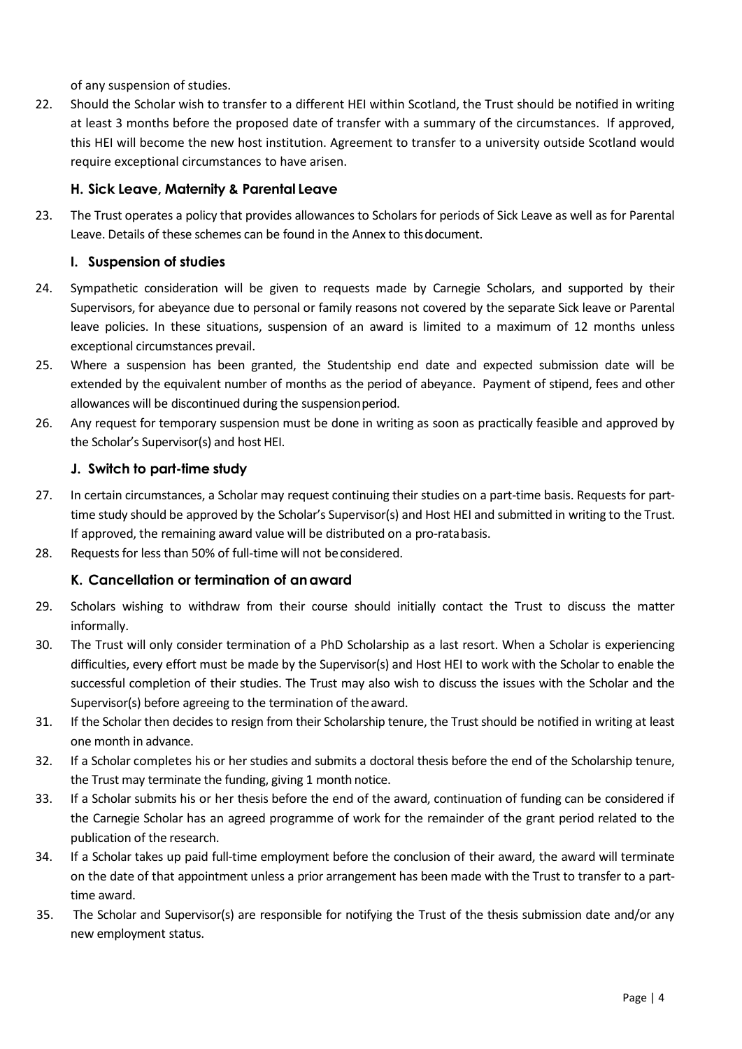of any suspension of studies.

22. Should the Scholar wish to transfer to a different HEI within Scotland, the Trust should be notified in writing at least 3 months before the proposed date of transfer with a summary of the circumstances. If approved, this HEI will become the new host institution. Agreement to transfer to a university outside Scotland would require exceptional circumstances to have arisen.

### H. Sick Leave, Maternity & Parental Leave

23. The Trust operates a policy that provides allowances to Scholars for periods of Sick Leave as well as for Parental Leave. Details of these schemes can be found in the Annex to this document.

### I. Suspension of studies

24. Sympathetic consideration will be given to requests made by Carnegie Scholars, and supported by their Supervisors, for abeyance due to personal or family reasons not covered by the separate Sick leave or Parental leave policies. In these situations, suspension of an award is limited to a maximum of 12 months unless exceptional circumstances prevail.
25. Where a suspension has been granted, the Studentship end date and expected submission date will be extended by the equivalent number of months as the period of abeyance. Payment of stipend, fees and other allowances will be discontinued during the suspension period.
26. Any request for temporary suspension must be done in writing as soon as practically feasible and approved by the Scholar's Supervisor(s) and host HEI.

### J. Switch to part-time study

27. In certain circumstances, a Scholar may request continuing their studies on a part-time basis. Requests for part-time study should be approved by the Scholar's Supervisor(s) and Host HEI and submitted in writing to the Trust. If approved, the remaining award value will be distributed on a pro-rata basis.
28. Requests for less than 50% of full-time will not be considered.

### K. Cancellation or termination of an award

29. Scholars wishing to withdraw from their course should initially contact the Trust to discuss the matter informally.
30. The Trust will only consider termination of a PhD Scholarship as a last resort. When a Scholar is experiencing difficulties, every effort must be made by the Supervisor(s) and Host HEI to work with the Scholar to enable the successful completion of their studies. The Trust may also wish to discuss the issues with the Scholar and the Supervisor(s) before agreeing to the termination of the award.
31. If the Scholar then decides to resign from their Scholarship tenure, the Trust should be notified in writing at least one month in advance.
32. If a Scholar completes his or her studies and submits a doctoral thesis before the end of the Scholarship tenure, the Trust may terminate the funding, giving 1 month notice.
33. If a Scholar submits his or her thesis before the end of the award, continuation of funding can be considered if the Carnegie Scholar has an agreed programme of work for the remainder of the grant period related to the publication of the research.
34. If a Scholar takes up paid full-time employment before the conclusion of their award, the award will terminate on the date of that appointment unless a prior arrangement has been made with the Trust to transfer to a part-time award.
35. The Scholar and Supervisor(s) are responsible for notifying the Trust of the thesis submission date and/or any new employment status.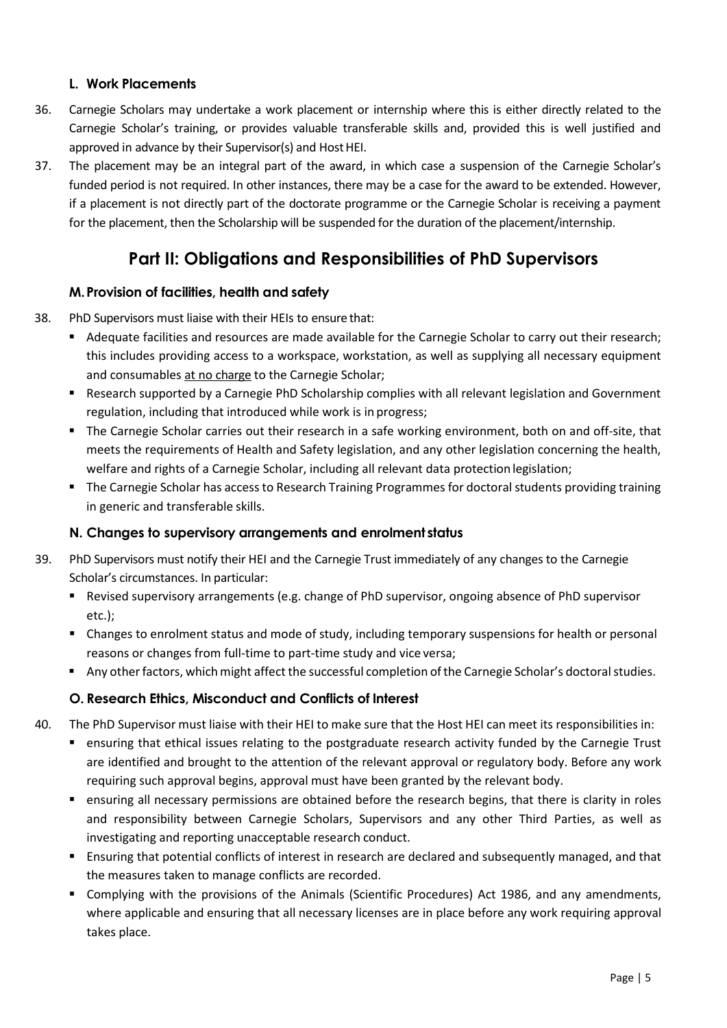### L. Work Placements

36. Carnegie Scholars may undertake a work placement or internship where this is either directly related to the Carnegie Scholar's training, or provides valuable transferable skills and, provided this is well justified and approved in advance by their Supervisor(s) and Host HEI.

37. The placement may be an integral part of the award, in which case a suspension of the Carnegie Scholar's funded period is not required. In other instances, there may be a case for the award to be extended. However, if a placement is not directly part of the doctorate programme or the Carnegie Scholar is receiving a payment for the placement, then the Scholarship will be suspended for the duration of the placement/internship.

## Part II: Obligations and Responsibilities of PhD Supervisors

### M. Provision of facilities, health and safety

38. PhD Supervisors must liaise with their HEIs to ensure that:
    - Adequate facilities and resources are made available for the Carnegie Scholar to carry out their research; this includes providing access to a workspace, workstation, as well as supplying all necessary equipment and consumables at no charge to the Carnegie Scholar;
    - Research supported by a Carnegie PhD Scholarship complies with all relevant legislation and Government regulation, including that introduced while work is in progress;
    - The Carnegie Scholar carries out their research in a safe working environment, both on and off-site, that meets the requirements of Health and Safety legislation, and any other legislation concerning the health, welfare and rights of a Carnegie Scholar, including all relevant data protection legislation;
    - The Carnegie Scholar has access to Research Training Programmes for doctoral students providing training in generic and transferable skills.

### N. Changes to supervisory arrangements and enrolment status

39. PhD Supervisors must notify their HEI and the Carnegie Trust immediately of any changes to the Carnegie Scholar's circumstances. In particular:
    - Revised supervisory arrangements (e.g. change of PhD supervisor, ongoing absence of PhD supervisor etc.);
    - Changes to enrolment status and mode of study, including temporary suspensions for health or personal reasons or changes from full-time to part-time study and vice versa;
    - Any other factors, which might affect the successful completion of the Carnegie Scholar's doctoral studies.

### O. Research Ethics, Misconduct and Conflicts of Interest

40. The PhD Supervisor must liaise with their HEI to make sure that the Host HEI can meet its responsibilities in:
    - ensuring that ethical issues relating to the postgraduate research activity funded by the Carnegie Trust are identified and brought to the attention of the relevant approval or regulatory body. Before any work requiring such approval begins, approval must have been granted by the relevant body.
    - ensuring all necessary permissions are obtained before the research begins, that there is clarity in roles and responsibility between Carnegie Scholars, Supervisors and any other Third Parties, as well as investigating and reporting unacceptable research conduct.
    - Ensuring that potential conflicts of interest in research are declared and subsequently managed, and that the measures taken to manage conflicts are recorded.
    - Complying with the provisions of the Animals (Scientific Procedures) Act 1986, and any amendments, where applicable and ensuring that all necessary licenses are in place before any work requiring approval takes place.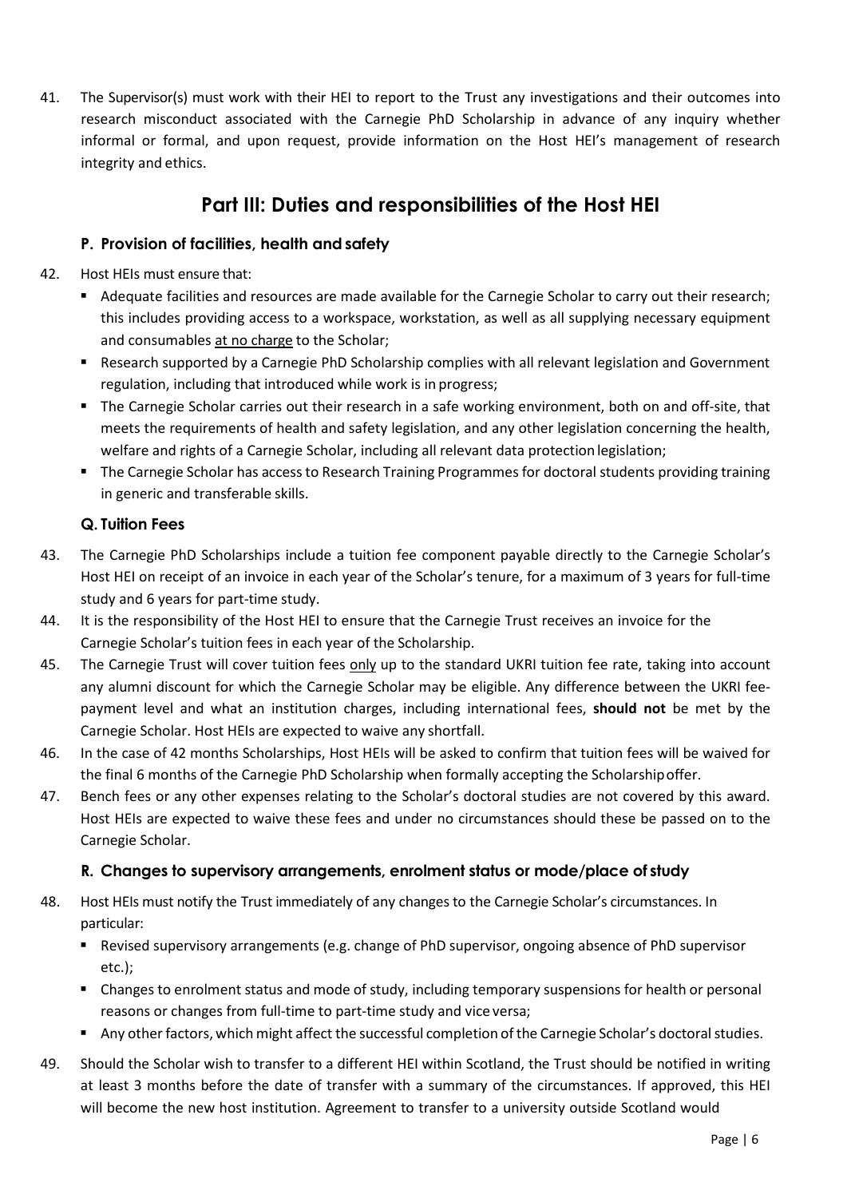41. The Supervisor(s) must work with their HEI to report to the Trust any investigations and their outcomes into research misconduct associated with the Carnegie PhD Scholarship in advance of any inquiry whether informal or formal, and upon request, provide information on the Host HEI's management of research integrity and ethics.

## Part III: Duties and responsibilities of the Host HEI

### P. Provision of facilities, health and safety

42. Host HEIs must ensure that:
    - Adequate facilities and resources are made available for the Carnegie Scholar to carry out their research; this includes providing access to a workspace, workstation, as well as all supplying necessary equipment and consumables <u>at no charge</u> to the Scholar;
    - Research supported by a Carnegie PhD Scholarship complies with all relevant legislation and Government regulation, including that introduced while work is in progress;
    - The Carnegie Scholar carries out their research in a safe working environment, both on and off-site, that meets the requirements of health and safety legislation, and any other legislation concerning the health, welfare and rights of a Carnegie Scholar, including all relevant data protection legislation;
    - The Carnegie Scholar has access to Research Training Programmes for doctoral students providing training in generic and transferable skills.

### Q. Tuition Fees

43. The Carnegie PhD Scholarships include a tuition fee component payable directly to the Carnegie Scholar's Host HEI on receipt of an invoice in each year of the Scholar's tenure, for a maximum of 3 years for full-time study and 6 years for part-time study.
44. It is the responsibility of the Host HEI to ensure that the Carnegie Trust receives an invoice for the Carnegie Scholar's tuition fees in each year of the Scholarship.
45. The Carnegie Trust will cover tuition fees <u>only</u> up to the standard UKRI tuition fee rate, taking into account any alumni discount for which the Carnegie Scholar may be eligible. Any difference between the UKRI fee-payment level and what an institution charges, including international fees, **should not** be met by the Carnegie Scholar. Host HEIs are expected to waive any shortfall.
46. In the case of 42 months Scholarships, Host HEIs will be asked to confirm that tuition fees will be waived for the final 6 months of the Carnegie PhD Scholarship when formally accepting the Scholarship offer.
47. Bench fees or any other expenses relating to the Scholar's doctoral studies are not covered by this award. Host HEIs are expected to waive these fees and under no circumstances should these be passed on to the Carnegie Scholar.

### R. Changes to supervisory arrangements, enrolment status or mode/place of study

48. Host HEIs must notify the Trust immediately of any changes to the Carnegie Scholar's circumstances. In particular:
    - Revised supervisory arrangements (e.g. change of PhD supervisor, ongoing absence of PhD supervisor etc.);
    - Changes to enrolment status and mode of study, including temporary suspensions for health or personal reasons or changes from full-time to part-time study and vice versa;
    - Any other factors, which might affect the successful completion of the Carnegie Scholar's doctoral studies.
49. Should the Scholar wish to transfer to a different HEI within Scotland, the Trust should be notified in writing at least 3 months before the date of transfer with a summary of the circumstances. If approved, this HEI will become the new host institution. Agreement to transfer to a university outside Scotland would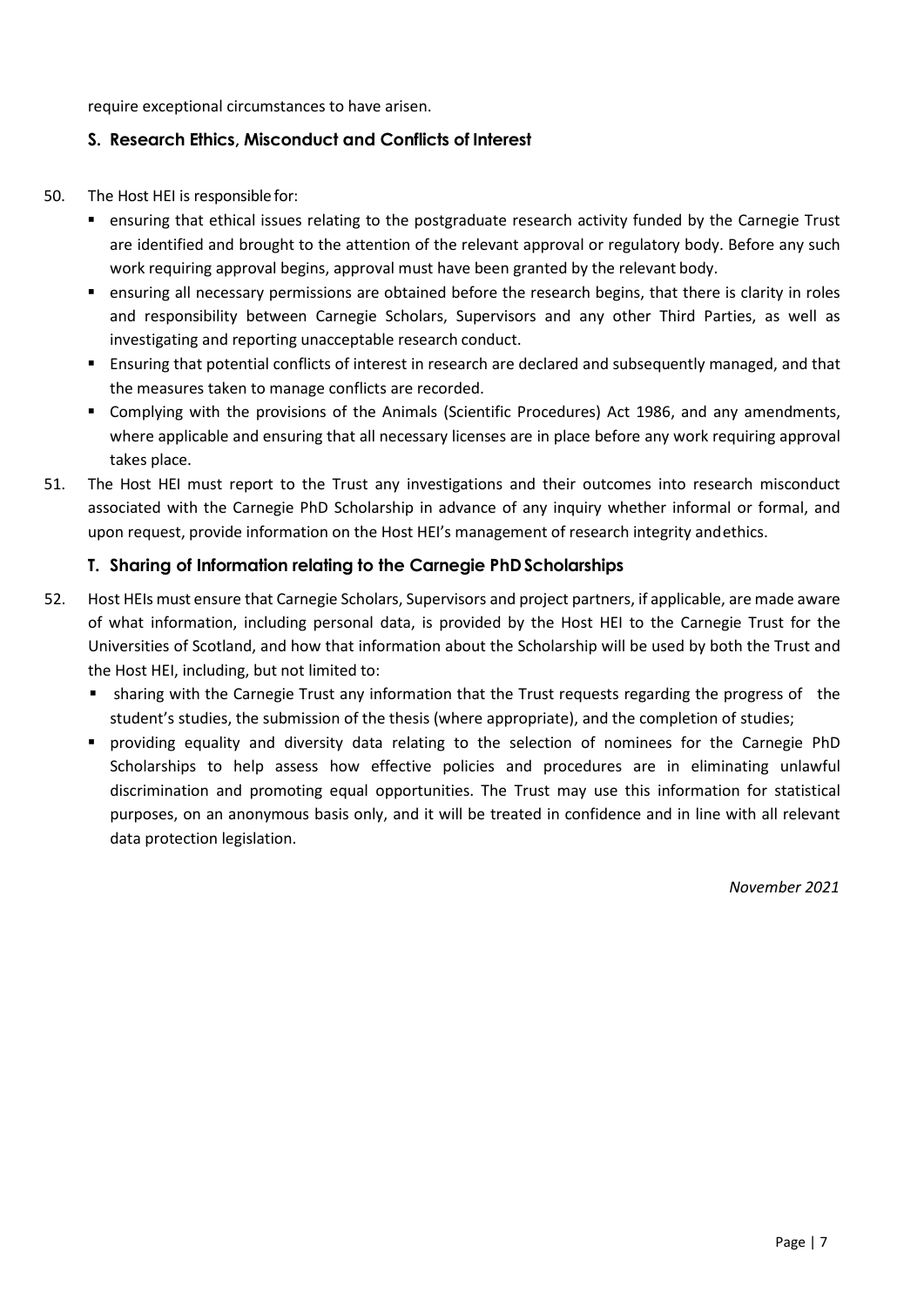require exceptional circumstances to have arisen.

## S. Research Ethics, Misconduct and Conflicts of Interest

50. The Host HEI is responsible for:
    - ensuring that ethical issues relating to the postgraduate research activity funded by the Carnegie Trust are identified and brought to the attention of the relevant approval or regulatory body. Before any such work requiring approval begins, approval must have been granted by the relevant body.
    - ensuring all necessary permissions are obtained before the research begins, that there is clarity in roles and responsibility between Carnegie Scholars, Supervisors and any other Third Parties, as well as investigating and reporting unacceptable research conduct.
    - Ensuring that potential conflicts of interest in research are declared and subsequently managed, and that the measures taken to manage conflicts are recorded.
    - Complying with the provisions of the Animals (Scientific Procedures) Act 1986, and any amendments, where applicable and ensuring that all necessary licenses are in place before any work requiring approval takes place.
51. The Host HEI must report to the Trust any investigations and their outcomes into research misconduct associated with the Carnegie PhD Scholarship in advance of any inquiry whether informal or formal, and upon request, provide information on the Host HEI's management of research integrity and ethics.

## T. Sharing of Information relating to the Carnegie PhD Scholarships

52. Host HEIs must ensure that Carnegie Scholars, Supervisors and project partners, if applicable, are made aware of what information, including personal data, is provided by the Host HEI to the Carnegie Trust for the Universities of Scotland, and how that information about the Scholarship will be used by both the Trust and the Host HEI, including, but not limited to:
    - sharing with the Carnegie Trust any information that the Trust requests regarding the progress of the student's studies, the submission of the thesis (where appropriate), and the completion of studies;
    - providing equality and diversity data relating to the selection of nominees for the Carnegie PhD Scholarships to help assess how effective policies and procedures are in eliminating unlawful discrimination and promoting equal opportunities. The Trust may use this information for statistical purposes, on an anonymous basis only, and it will be treated in confidence and in line with all relevant data protection legislation.

*November 2021*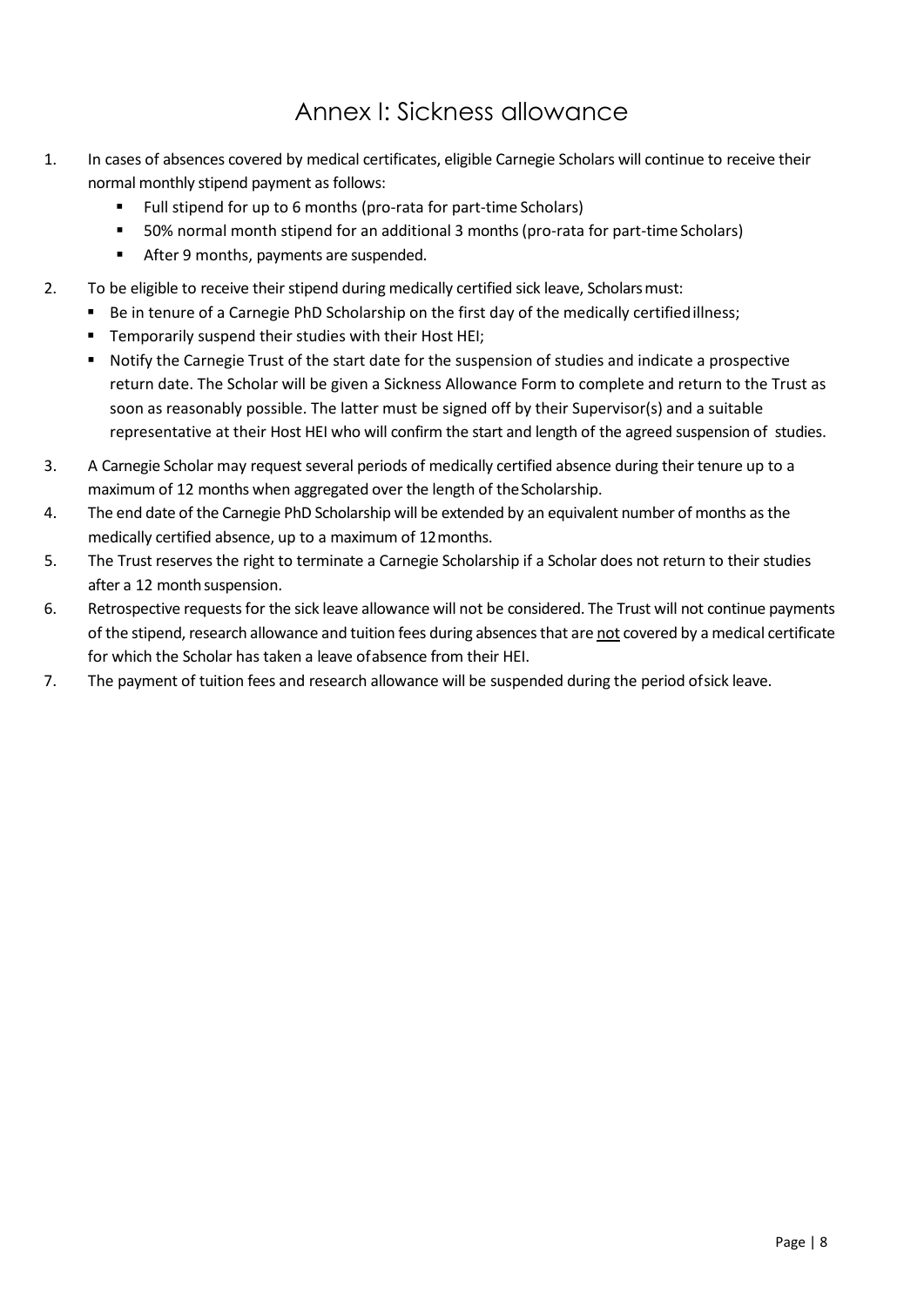# Annex I: Sickness allowance

1. In cases of absences covered by medical certificates, eligible Carnegie Scholars will continue to receive their normal monthly stipend payment as follows:
   - Full stipend for up to 6 months (pro-rata for part-time Scholars)
   - 50% normal month stipend for an additional 3 months (pro-rata for part-time Scholars)
   - After 9 months, payments are suspended.
2. To be eligible to receive their stipend during medically certified sick leave, Scholars must:
   - Be in tenure of a Carnegie PhD Scholarship on the first day of the medically certified illness;
   - Temporarily suspend their studies with their Host HEI;
   - Notify the Carnegie Trust of the start date for the suspension of studies and indicate a prospective return date. The Scholar will be given a Sickness Allowance Form to complete and return to the Trust as soon as reasonably possible. The latter must be signed off by their Supervisor(s) and a suitable representative at their Host HEI who will confirm the start and length of the agreed suspension of studies.
3. A Carnegie Scholar may request several periods of medically certified absence during their tenure up to a maximum of 12 months when aggregated over the length of the Scholarship.
4. The end date of the Carnegie PhD Scholarship will be extended by an equivalent number of months as the medically certified absence, up to a maximum of 12 months.
5. The Trust reserves the right to terminate a Carnegie Scholarship if a Scholar does not return to their studies after a 12 month suspension.
6. Retrospective requests for the sick leave allowance will not be considered. The Trust will not continue payments of the stipend, research allowance and tuition fees during absences that are <u>not</u> covered by a medical certificate for which the Scholar has taken a leave of absence from their HEI.
7. The payment of tuition fees and research allowance will be suspended during the period of sick leave.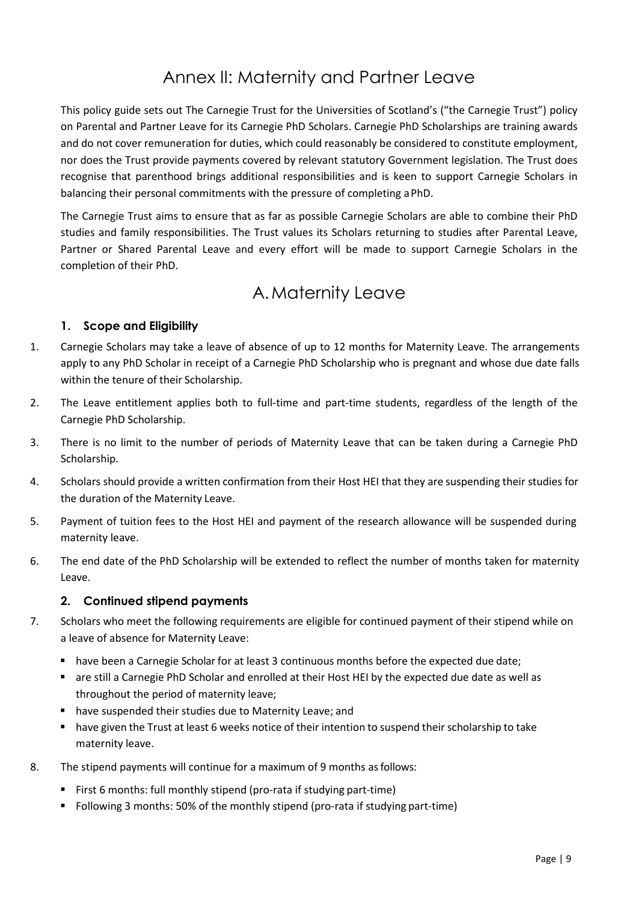# Annex II: Maternity and Partner Leave

This policy guide sets out The Carnegie Trust for the Universities of Scotland's ("the Carnegie Trust") policy on Parental and Partner Leave for its Carnegie PhD Scholars. Carnegie PhD Scholarships are training awards and do not cover remuneration for duties, which could reasonably be considered to constitute employment, nor does the Trust provide payments covered by relevant statutory Government legislation. The Trust does recognise that parenthood brings additional responsibilities and is keen to support Carnegie Scholars in balancing their personal commitments with the pressure of completing a PhD.

The Carnegie Trust aims to ensure that as far as possible Carnegie Scholars are able to combine their PhD studies and family responsibilities. The Trust values its Scholars returning to studies after Parental Leave, Partner or Shared Parental Leave and every effort will be made to support Carnegie Scholars in the completion of their PhD.

## A. Maternity Leave

### 1. Scope and Eligibility

1. Carnegie Scholars may take a leave of absence of up to 12 months for Maternity Leave. The arrangements apply to any PhD Scholar in receipt of a Carnegie PhD Scholarship who is pregnant and whose due date falls within the tenure of their Scholarship.
2. The Leave entitlement applies both to full-time and part-time students, regardless of the length of the Carnegie PhD Scholarship.
3. There is no limit to the number of periods of Maternity Leave that can be taken during a Carnegie PhD Scholarship.
4. Scholars should provide a written confirmation from their Host HEI that they are suspending their studies for the duration of the Maternity Leave.
5. Payment of tuition fees to the Host HEI and payment of the research allowance will be suspended during maternity leave.
6. The end date of the PhD Scholarship will be extended to reflect the number of months taken for maternity Leave.

### 2. Continued stipend payments

7. Scholars who meet the following requirements are eligible for continued payment of their stipend while on a leave of absence for Maternity Leave:
   - have been a Carnegie Scholar for at least 3 continuous months before the expected due date;
   - are still a Carnegie PhD Scholar and enrolled at their Host HEI by the expected due date as well as throughout the period of maternity leave;
   - have suspended their studies due to Maternity Leave; and
   - have given the Trust at least 6 weeks notice of their intention to suspend their scholarship to take maternity leave.
8. The stipend payments will continue for a maximum of 9 months as follows:
   - First 6 months: full monthly stipend (pro-rata if studying part-time)
   - Following 3 months: 50% of the monthly stipend (pro-rata if studying part-time)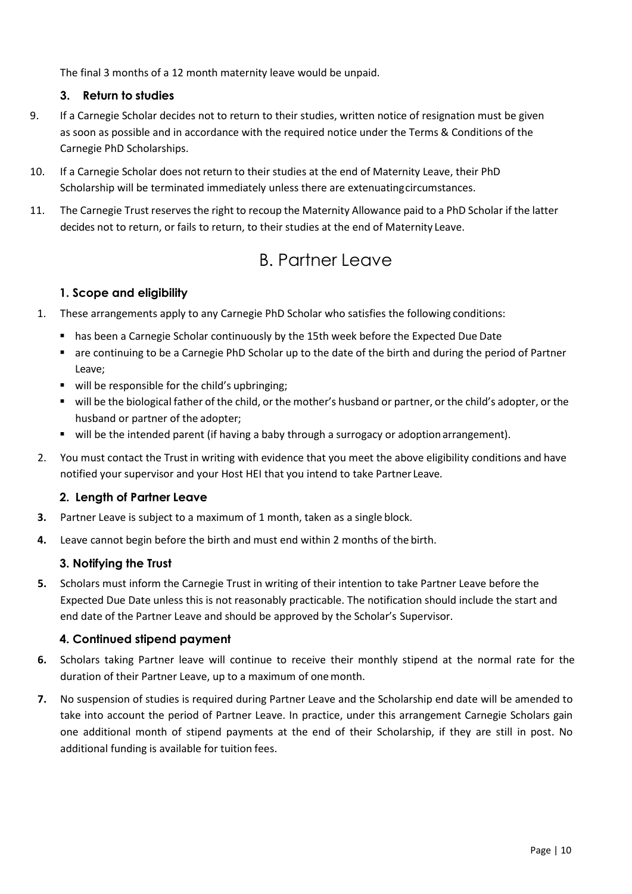The final 3 months of a 12 month maternity leave would be unpaid.

### 3. Return to studies

9. If a Carnegie Scholar decides not to return to their studies, written notice of resignation must be given as soon as possible and in accordance with the required notice under the Terms & Conditions of the Carnegie PhD Scholarships.

10. If a Carnegie Scholar does not return to their studies at the end of Maternity Leave, their PhD Scholarship will be terminated immediately unless there are extenuating circumstances.

11. The Carnegie Trust reserves the right to recoup the Maternity Allowance paid to a PhD Scholar if the latter decides not to return, or fails to return, to their studies at the end of Maternity Leave.

## B. Partner Leave

### 1. Scope and eligibility

1. These arrangements apply to any Carnegie PhD Scholar who satisfies the following conditions:
   - has been a Carnegie Scholar continuously by the 15th week before the Expected Due Date
   - are continuing to be a Carnegie PhD Scholar up to the date of the birth and during the period of Partner Leave;
   - will be responsible for the child's upbringing;
   - will be the biological father of the child, or the mother's husband or partner, or the child's adopter, or the husband or partner of the adopter;
   - will be the intended parent (if having a baby through a surrogacy or adoption arrangement).

2. You must contact the Trust in writing with evidence that you meet the above eligibility conditions and have notified your supervisor and your Host HEI that you intend to take Partner Leave.

### 2. Length of Partner Leave

**3.** Partner Leave is subject to a maximum of 1 month, taken as a single block.

**4.** Leave cannot begin before the birth and must end within 2 months of the birth.

### 3. Notifying the Trust

**5.** Scholars must inform the Carnegie Trust in writing of their intention to take Partner Leave before the Expected Due Date unless this is not reasonably practicable. The notification should include the start and end date of the Partner Leave and should be approved by the Scholar's Supervisor.

### 4. Continued stipend payment

**6.** Scholars taking Partner leave will continue to receive their monthly stipend at the normal rate for the duration of their Partner Leave, up to a maximum of one month.

**7.** No suspension of studies is required during Partner Leave and the Scholarship end date will be amended to take into account the period of Partner Leave. In practice, under this arrangement Carnegie Scholars gain one additional month of stipend payments at the end of their Scholarship, if they are still in post. No additional funding is available for tuition fees.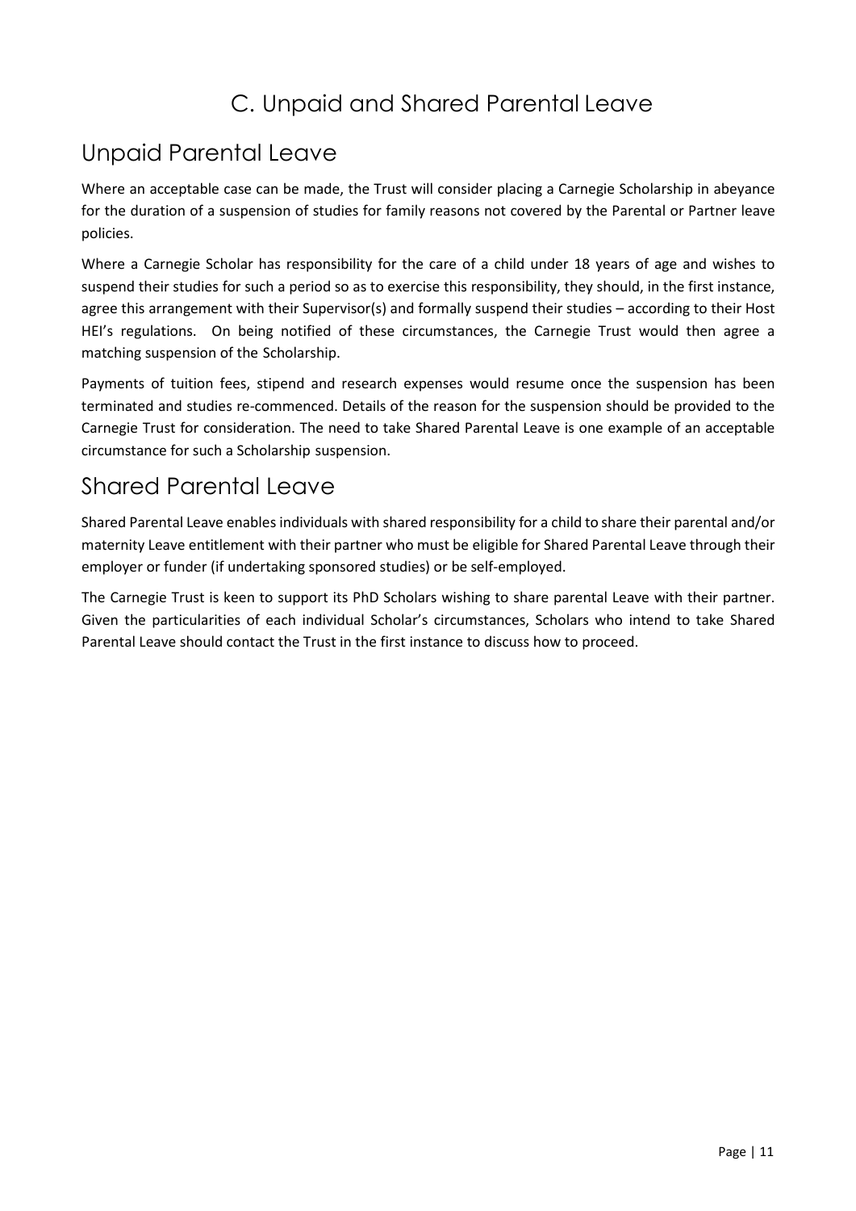# C. Unpaid and Shared Parental Leave

## Unpaid Parental Leave

Where an acceptable case can be made, the Trust will consider placing a Carnegie Scholarship in abeyance for the duration of a suspension of studies for family reasons not covered by the Parental or Partner leave policies.

Where a Carnegie Scholar has responsibility for the care of a child under 18 years of age and wishes to suspend their studies for such a period so as to exercise this responsibility, they should, in the first instance, agree this arrangement with their Supervisor(s) and formally suspend their studies – according to their Host HEI's regulations. On being notified of these circumstances, the Carnegie Trust would then agree a matching suspension of the Scholarship.

Payments of tuition fees, stipend and research expenses would resume once the suspension has been terminated and studies re-commenced. Details of the reason for the suspension should be provided to the Carnegie Trust for consideration. The need to take Shared Parental Leave is one example of an acceptable circumstance for such a Scholarship suspension.

## Shared Parental Leave

Shared Parental Leave enables individuals with shared responsibility for a child to share their parental and/or maternity Leave entitlement with their partner who must be eligible for Shared Parental Leave through their employer or funder (if undertaking sponsored studies) or be self-employed.

The Carnegie Trust is keen to support its PhD Scholars wishing to share parental Leave with their partner. Given the particularities of each individual Scholar's circumstances, Scholars who intend to take Shared Parental Leave should contact the Trust in the first instance to discuss how to proceed.